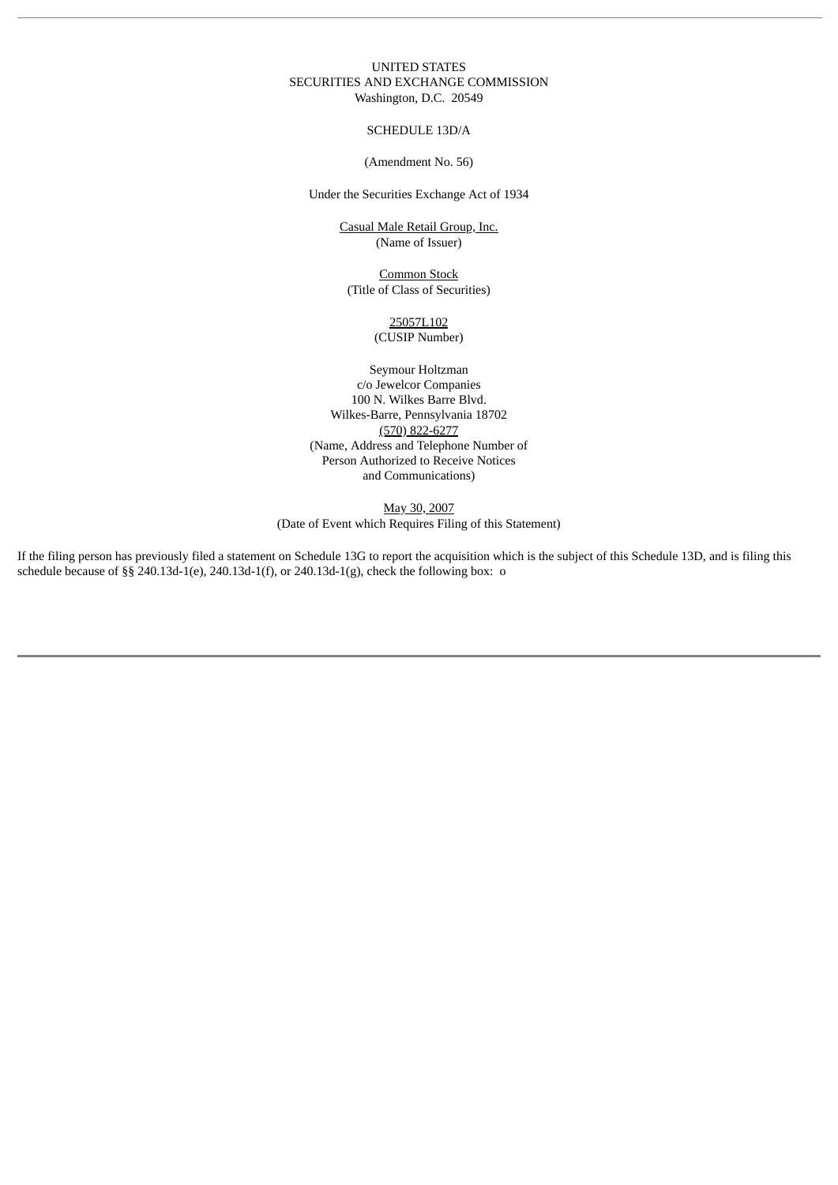UNITED STATES
SECURITIES AND EXCHANGE COMMISSION
Washington, D.C. 20549

SCHEDULE 13D/A

(Amendment No. 56)

Under the Securities Exchange Act of 1934

Casual Male Retail Group, Inc.
(Name of Issuer)

Common Stock
(Title of Class of Securities)

25057L102
(CUSIP Number)

Seymour Holtzman
c/o Jewelcor Companies
100 N. Wilkes Barre Blvd.
Wilkes-Barre, Pennsylvania 18702
(570) 822-6277
(Name, Address and Telephone Number of
Person Authorized to Receive Notices
and Communications)

May 30, 2007
(Date of Event which Requires Filing of this Statement)

If the filing person has previously filed a statement on Schedule 13G to report the acquisition which is the subject of this Schedule 13D, and is filing this schedule because of §§ 240.13d-1(e), 240.13d-1(f), or 240.13d-1(g), check the following box: o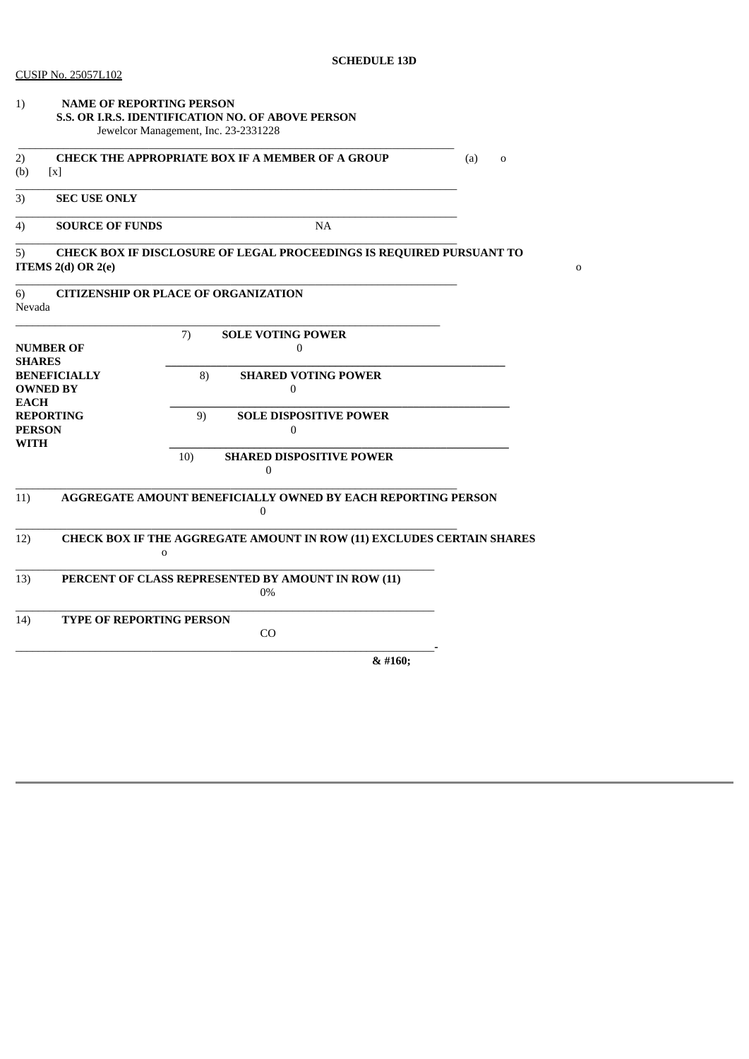**SCHEDULE 13D**

CUSIP No. 25057L102

1) **NAME OF REPORTING PERSON**
**S.S. OR I.R.S. IDENTIFICATION NO. OF ABOVE PERSON**
Jewelcor Management, Inc. 23-2331228

2) **CHECK THE APPROPRIATE BOX IF A MEMBER OF A GROUP** (a) o
(b) [x]

3) **SEC USE ONLY**

4) **SOURCE OF FUNDS** NA

5) **CHECK BOX IF DISCLOSURE OF LEGAL PROCEEDINGS IS REQUIRED PURSUANT TO ITEMS 2(d) OR 2(e)** o

6) **CITIZENSHIP OR PLACE OF ORGANIZATION**
Nevada

| | | |
|---|---|---|
| **NUMBER OF SHARES BENEFICIALLY OWNED BY EACH REPORTING PERSON WITH** | 7) **SOLE VOTING POWER** | 0 |
| | 8) **SHARED VOTING POWER** | 0 |
| | 9) **SOLE DISPOSITIVE POWER** | 0 |
| | 10) **SHARED DISPOSITIVE POWER** | 0 |

11) **AGGREGATE AMOUNT BENEFICIALLY OWNED BY EACH REPORTING PERSON**
0

12) **CHECK BOX IF THE AGGREGATE AMOUNT IN ROW (11) EXCLUDES CERTAIN SHARES**
o

13) **PERCENT OF CLASS REPRESENTED BY AMOUNT IN ROW (11)**
0%

14) **TYPE OF REPORTING PERSON**
CO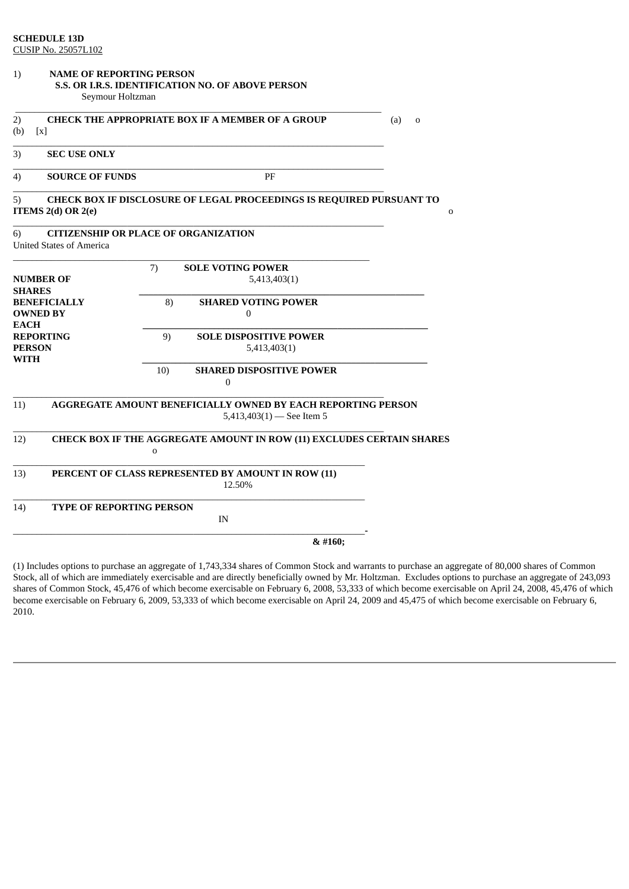**SCHEDULE 13D**
CUSIP No. 25057L102

| | | | |
|---|---|---|---|
| 1) | **NAME OF REPORTING PERSON** **S.S. OR I.R.S. IDENTIFICATION NO. OF ABOVE PERSON** Seymour Holtzman | | |
| 2) | **CHECK THE APPROPRIATE BOX IF A MEMBER OF A GROUP** | | (a) o (b) [x] |
| 3) | **SEC USE ONLY** | | |
| 4) | **SOURCE OF FUNDS** | PF | |
| 5) | **CHECK BOX IF DISCLOSURE OF LEGAL PROCEEDINGS IS REQUIRED PURSUANT TO ITEMS 2(d) OR 2(e)** | | o |
| 6) | **CITIZENSHIP OR PLACE OF ORGANIZATION** United States of America | | |

| **NUMBER OF SHARES BENEFICIALLY OWNED BY EACH REPORTING PERSON WITH** | | |
|---|---|---|
| | 7) **SOLE VOTING POWER** | 5,413,403(1) |
| | 8) **SHARED VOTING POWER** | 0 |
| | 9) **SOLE DISPOSITIVE POWER** | 5,413,403(1) |
| | 10) **SHARED DISPOSITIVE POWER** | 0 |

| | | |
|---|---|---|
| 11) | **AGGREGATE AMOUNT BENEFICIALLY OWNED BY EACH REPORTING PERSON** | 5,413,403(1) — See Item 5 |
| 12) | **CHECK BOX IF THE AGGREGATE AMOUNT IN ROW (11) EXCLUDES CERTAIN SHARES** | o |
| 13) | **PERCENT OF CLASS REPRESENTED BY AMOUNT IN ROW (11)** | 12.50% |
| 14) | **TYPE OF REPORTING PERSON** | IN |

(1) Includes options to purchase an aggregate of 1,743,334 shares of Common Stock and warrants to purchase an aggregate of 80,000 shares of Common Stock, all of which are immediately exercisable and are directly beneficially owned by Mr. Holtzman. Excludes options to purchase an aggregate of 243,093 shares of Common Stock, 45,476 of which become exercisable on February 6, 2008, 53,333 of which become exercisable on April 24, 2008, 45,476 of which become exercisable on February 6, 2009, 53,333 of which become exercisable on April 24, 2009 and 45,475 of which become exercisable on February 6, 2010.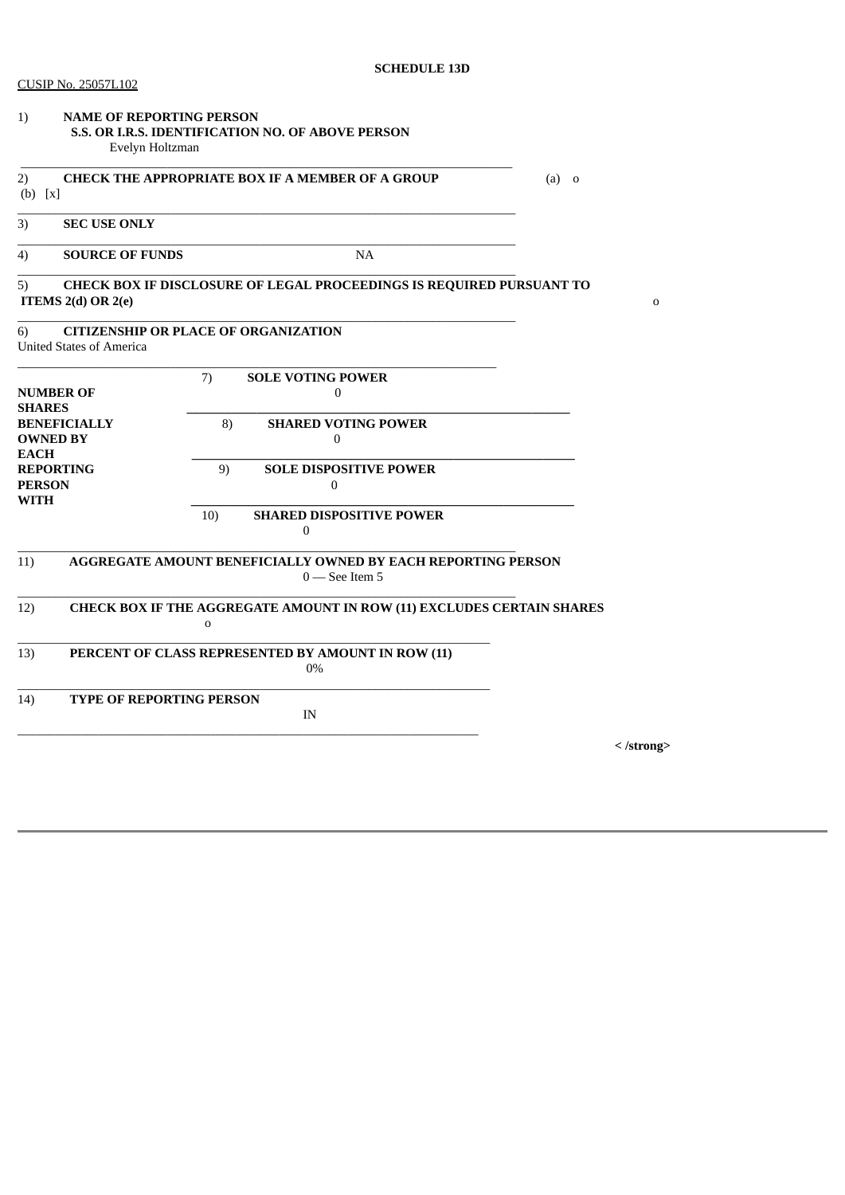**SCHEDULE 13D**

CUSIP No. 25057L102

1) **NAME OF REPORTING PERSON**
**S.S. OR I.R.S. IDENTIFICATION NO. OF ABOVE PERSON**
Evelyn Holtzman

---

2) **CHECK THE APPROPRIATE BOX IF A MEMBER OF A GROUP** (a) o
(b) [x]

---

3) **SEC USE ONLY**

---

4) **SOURCE OF FUNDS** NA

---

5) **CHECK BOX IF DISCLOSURE OF LEGAL PROCEEDINGS IS REQUIRED PURSUANT TO ITEMS 2(d) OR 2(e)** o

---

6) **CITIZENSHIP OR PLACE OF ORGANIZATION**
United States of America

---

| **NUMBER OF SHARES BENEFICIALLY OWNED BY EACH REPORTING PERSON WITH** | 7) **SOLE VOTING POWER** 0 |
|---|---|
| | 8) **SHARED VOTING POWER** 0 |
| | 9) **SOLE DISPOSITIVE POWER** 0 |
| | 10) **SHARED DISPOSITIVE POWER** 0 |

---

11) **AGGREGATE AMOUNT BENEFICIALLY OWNED BY EACH REPORTING PERSON**
0 — See Item 5

---

12) **CHECK BOX IF THE AGGREGATE AMOUNT IN ROW (11) EXCLUDES CERTAIN SHARES**
o

---

13) **PERCENT OF CLASS REPRESENTED BY AMOUNT IN ROW (11)**
0%

---

14) **TYPE OF REPORTING PERSON**
IN

---

**< /strong>**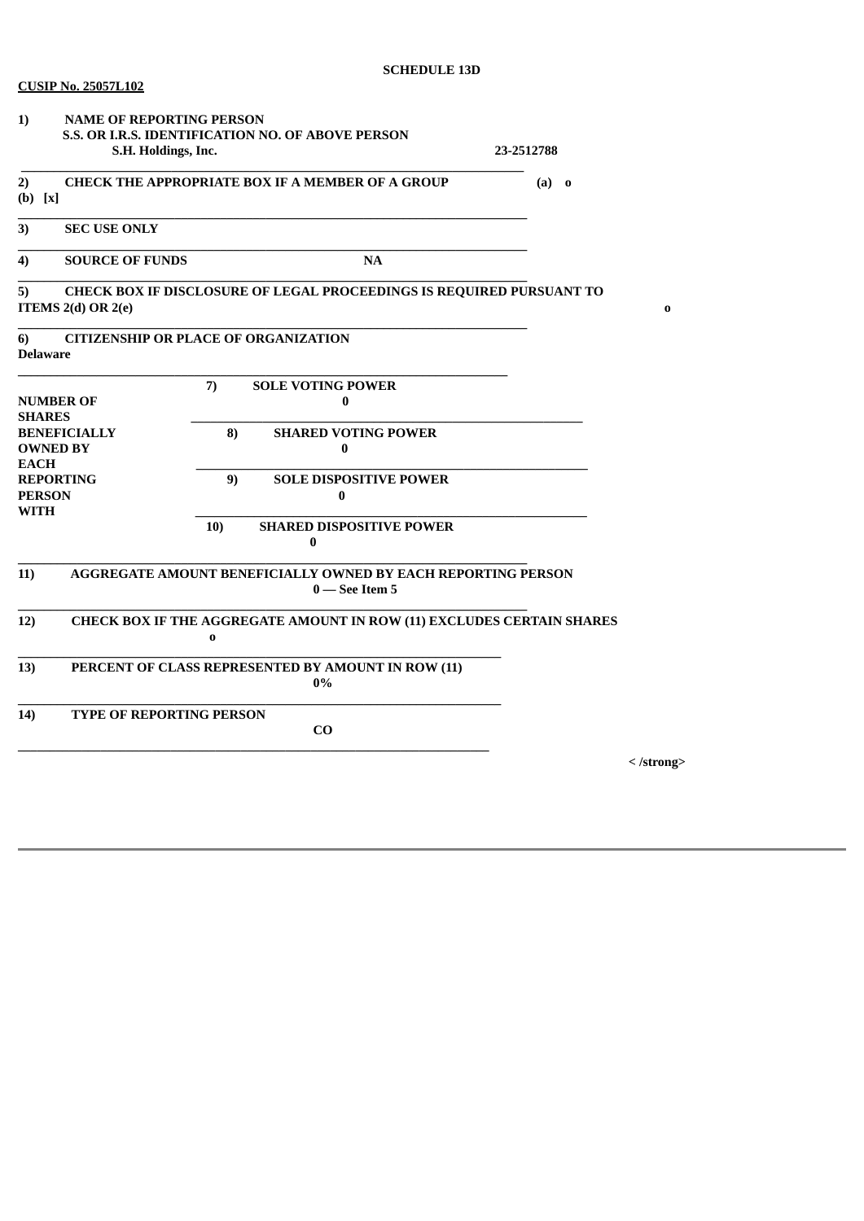**SCHEDULE 13D**

**CUSIP No. 25057L102**

| | | |
|---|---|---|
| **1)** | **NAME OF REPORTING PERSON S.S. OR I.R.S. IDENTIFICATION NO. OF ABOVE PERSON** **S.H. Holdings, Inc.** | **23-2512788** |
| **2)** | **CHECK THE APPROPRIATE BOX IF A MEMBER OF A GROUP** | **(a) o** **(b) [x]** |
| **3)** | **SEC USE ONLY** | |
| **4)** | **SOURCE OF FUNDS** | **NA** |
| **5)** | **CHECK BOX IF DISCLOSURE OF LEGAL PROCEEDINGS IS REQUIRED PURSUANT TO ITEMS 2(d) OR 2(e)** | **o** |
| **6)** | **CITIZENSHIP OR PLACE OF ORGANIZATION** **Delaware** | |

| | | | |
|---|---|---|---|
| **NUMBER OF SHARES BENEFICIALLY OWNED BY EACH REPORTING PERSON WITH** | **7)** | **SOLE VOTING POWER** | **0** |
| | **8)** | **SHARED VOTING POWER** | **0** |
| | **9)** | **SOLE DISPOSITIVE POWER** | **0** |
| | **10)** | **SHARED DISPOSITIVE POWER** | **0** |

| | | |
|---|---|---|
| **11)** | **AGGREGATE AMOUNT BENEFICIALLY OWNED BY EACH REPORTING PERSON** | **0 — See Item 5** |
| **12)** | **CHECK BOX IF THE AGGREGATE AMOUNT IN ROW (11) EXCLUDES CERTAIN SHARES** | **o** |
| **13)** | **PERCENT OF CLASS REPRESENTED BY AMOUNT IN ROW (11)** | **0%** |
| **14)** | **TYPE OF REPORTING PERSON** | **CO** |

**< /strong>**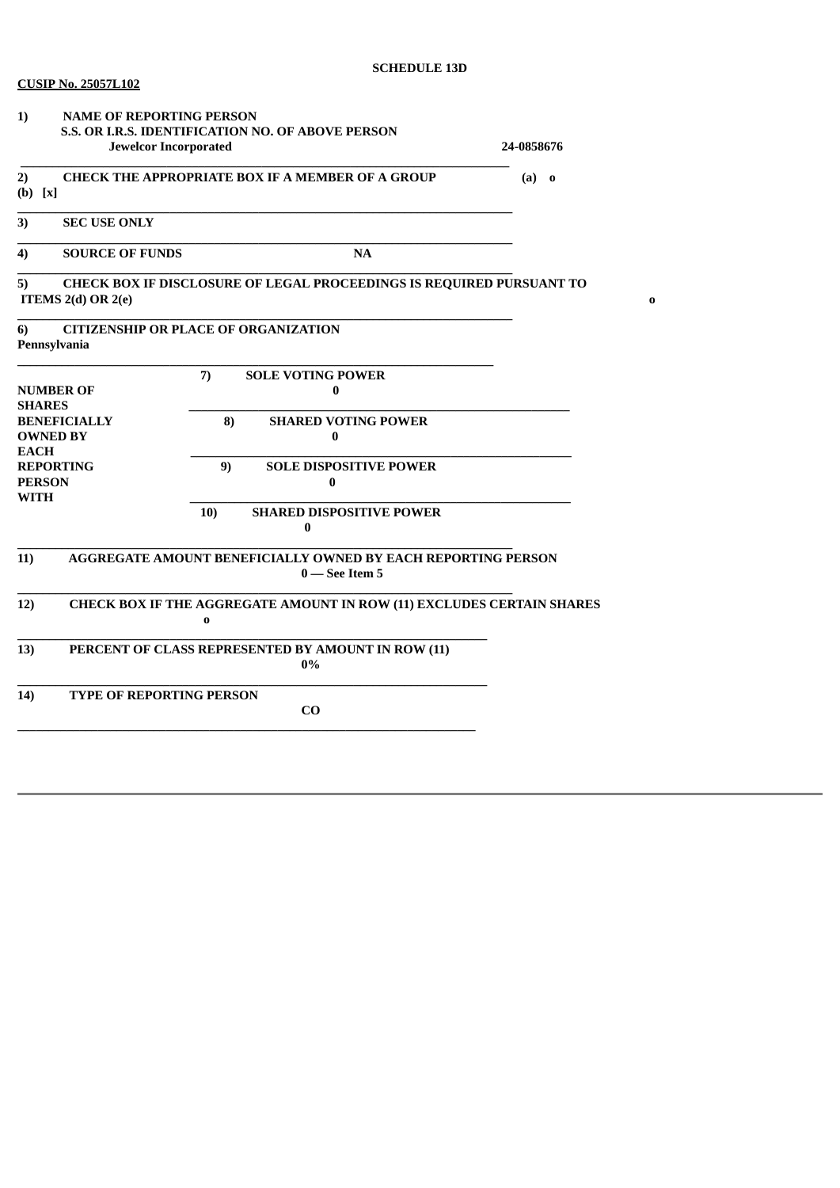**SCHEDULE 13D**

**CUSIP No. 25057L102**

**1) NAME OF REPORTING PERSON**
**S.S. OR I.R.S. IDENTIFICATION NO. OF ABOVE PERSON**
**Jewelcor Incorporated** **24-0858676**

**2) CHECK THE APPROPRIATE BOX IF A MEMBER OF A GROUP** **(a) o**
**(b) [x]**

**3) SEC USE ONLY**

**4) SOURCE OF FUNDS** **NA**

**5) CHECK BOX IF DISCLOSURE OF LEGAL PROCEEDINGS IS REQUIRED PURSUANT TO ITEMS 2(d) OR 2(e)** **o**

**6) CITIZENSHIP OR PLACE OF ORGANIZATION**
**Pennsylvania**

| **NUMBER OF SHARES BENEFICIALLY OWNED BY EACH REPORTING PERSON WITH** | |
|---|---|
| | **7) SOLE VOTING POWER** **0** |
| | **8) SHARED VOTING POWER** **0** |
| | **9) SOLE DISPOSITIVE POWER** **0** |
| | **10) SHARED DISPOSITIVE POWER** **0** |

**11) AGGREGATE AMOUNT BENEFICIALLY OWNED BY EACH REPORTING PERSON**
**0 — See Item 5**

**12) CHECK BOX IF THE AGGREGATE AMOUNT IN ROW (11) EXCLUDES CERTAIN SHARES**
**o**

**13) PERCENT OF CLASS REPRESENTED BY AMOUNT IN ROW (11)**
**0%**

**14) TYPE OF REPORTING PERSON**
**CO**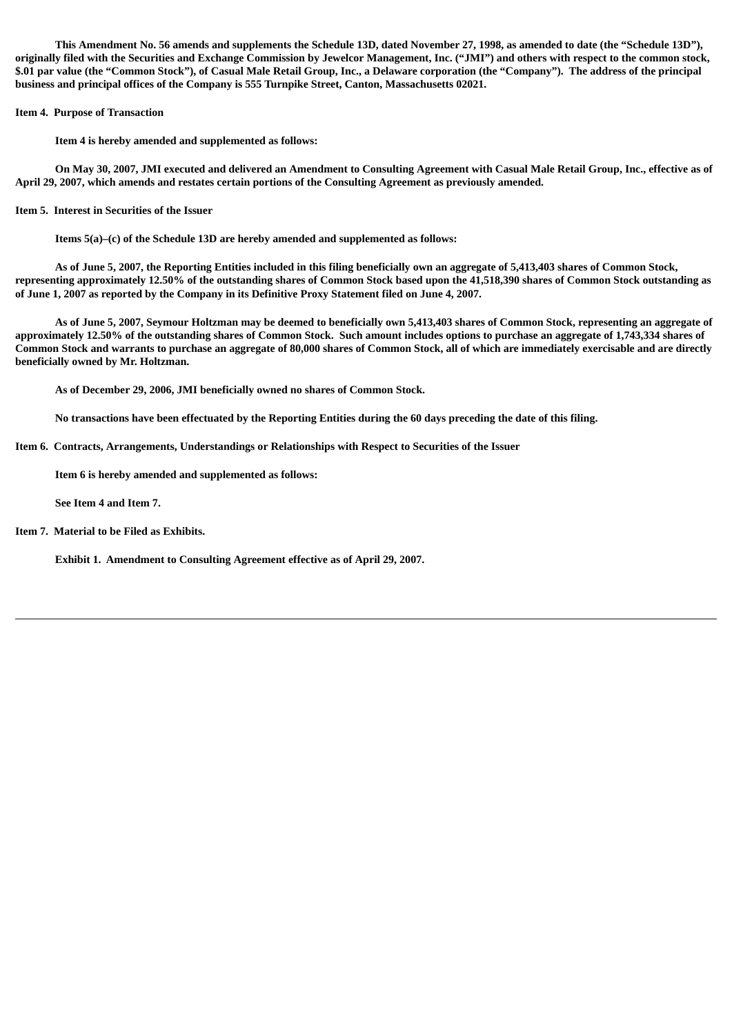This Amendment No. 56 amends and supplements the Schedule 13D, dated November 27, 1998, as amended to date (the "Schedule 13D"), originally filed with the Securities and Exchange Commission by Jewelcor Management, Inc. ("JMI") and others with respect to the common stock, $.01 par value (the "Common Stock"), of Casual Male Retail Group, Inc., a Delaware corporation (the "Company"). The address of the principal business and principal offices of the Company is 555 Turnpike Street, Canton, Massachusetts 02021.

**Item 4. Purpose of Transaction**

Item 4 is hereby amended and supplemented as follows:

On May 30, 2007, JMI executed and delivered an Amendment to Consulting Agreement with Casual Male Retail Group, Inc., effective as of April 29, 2007, which amends and restates certain portions of the Consulting Agreement as previously amended.

**Item 5. Interest in Securities of the Issuer**

Items 5(a)–(c) of the Schedule 13D are hereby amended and supplemented as follows:

As of June 5, 2007, the Reporting Entities included in this filing beneficially own an aggregate of 5,413,403 shares of Common Stock, representing approximately 12.50% of the outstanding shares of Common Stock based upon the 41,518,390 shares of Common Stock outstanding as of June 1, 2007 as reported by the Company in its Definitive Proxy Statement filed on June 4, 2007.

As of June 5, 2007, Seymour Holtzman may be deemed to beneficially own 5,413,403 shares of Common Stock, representing an aggregate of approximately 12.50% of the outstanding shares of Common Stock. Such amount includes options to purchase an aggregate of 1,743,334 shares of Common Stock and warrants to purchase an aggregate of 80,000 shares of Common Stock, all of which are immediately exercisable and are directly beneficially owned by Mr. Holtzman.

As of December 29, 2006, JMI beneficially owned no shares of Common Stock.

No transactions have been effectuated by the Reporting Entities during the 60 days preceding the date of this filing.

**Item 6. Contracts, Arrangements, Understandings or Relationships with Respect to Securities of the Issuer**

Item 6 is hereby amended and supplemented as follows:

See Item 4 and Item 7.

**Item 7. Material to be Filed as Exhibits.**

Exhibit 1. Amendment to Consulting Agreement effective as of April 29, 2007.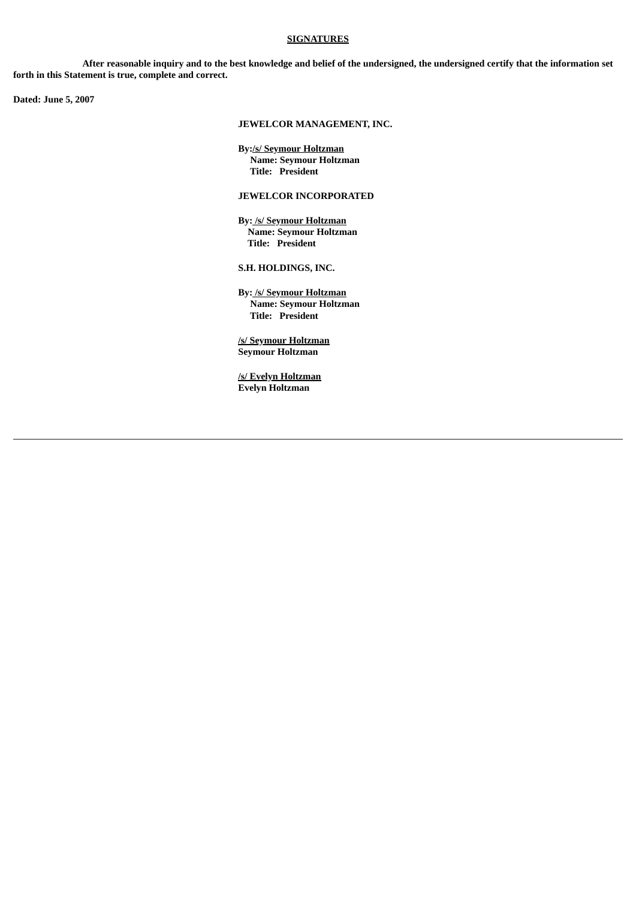**SIGNATURES**

**After reasonable inquiry and to the best knowledge and belief of the undersigned, the undersigned certify that the information set forth in this Statement is true, complete and correct.**

**Dated: June 5, 2007**

**JEWELCOR MANAGEMENT, INC.**

**By:/s/ Seymour Holtzman**
**Name: Seymour Holtzman**
**Title: President**

**JEWELCOR INCORPORATED**

**By: /s/ Seymour Holtzman**
**Name: Seymour Holtzman**
**Title: President**

**S.H. HOLDINGS, INC.**

**By: /s/ Seymour Holtzman**
**Name: Seymour Holtzman**
**Title: President**

**/s/ Seymour Holtzman**
**Seymour Holtzman**

**/s/ Evelyn Holtzman**
**Evelyn Holtzman**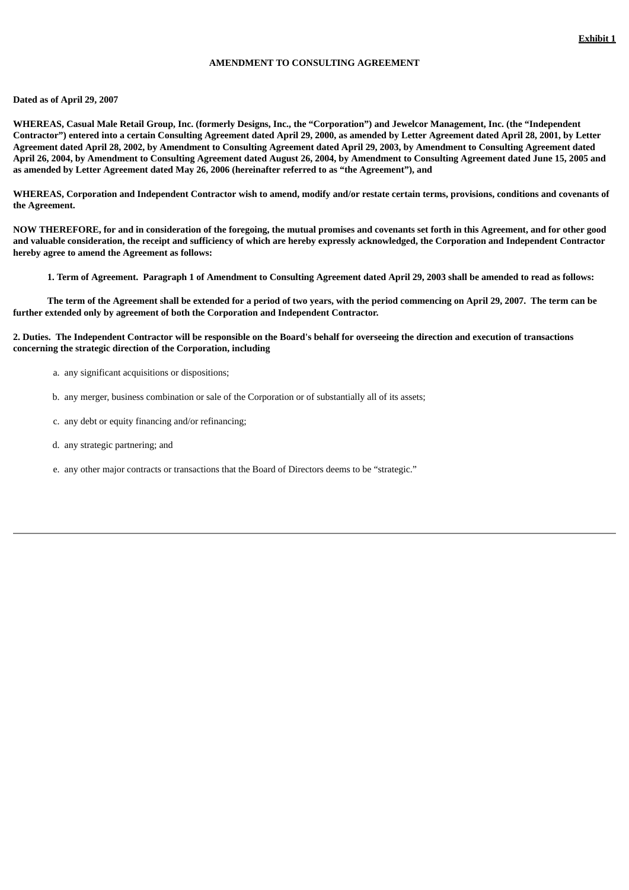**Exhibit 1**

**AMENDMENT TO CONSULTING AGREEMENT**

**Dated as of April 29, 2007**

**WHEREAS, Casual Male Retail Group, Inc. (formerly Designs, Inc., the "Corporation") and Jewelcor Management, Inc. (the "Independent Contractor") entered into a certain Consulting Agreement dated April 29, 2000, as amended by Letter Agreement dated April 28, 2001, by Letter Agreement dated April 28, 2002, by Amendment to Consulting Agreement dated April 29, 2003, by Amendment to Consulting Agreement dated April 26, 2004, by Amendment to Consulting Agreement dated August 26, 2004, by Amendment to Consulting Agreement dated June 15, 2005 and as amended by Letter Agreement dated May 26, 2006 (hereinafter referred to as "the Agreement"), and**

**WHEREAS, Corporation and Independent Contractor wish to amend, modify and/or restate certain terms, provisions, conditions and covenants of the Agreement.**

**NOW THEREFORE, for and in consideration of the foregoing, the mutual promises and covenants set forth in this Agreement, and for other good and valuable consideration, the receipt and sufficiency of which are hereby expressly acknowledged, the Corporation and Independent Contractor hereby agree to amend the Agreement as follows:**

**1. Term of Agreement. Paragraph 1 of Amendment to Consulting Agreement dated April 29, 2003 shall be amended to read as follows:**

**The term of the Agreement shall be extended for a period of two years, with the period commencing on April 29, 2007. The term can be further extended only by agreement of both the Corporation and Independent Contractor.**

**2. Duties. The Independent Contractor will be responsible on the Board's behalf for overseeing the direction and execution of transactions concerning the strategic direction of the Corporation, including**

a. any significant acquisitions or dispositions;

b. any merger, business combination or sale of the Corporation or of substantially all of its assets;

c. any debt or equity financing and/or refinancing;

d. any strategic partnering; and

e. any other major contracts or transactions that the Board of Directors deems to be "strategic."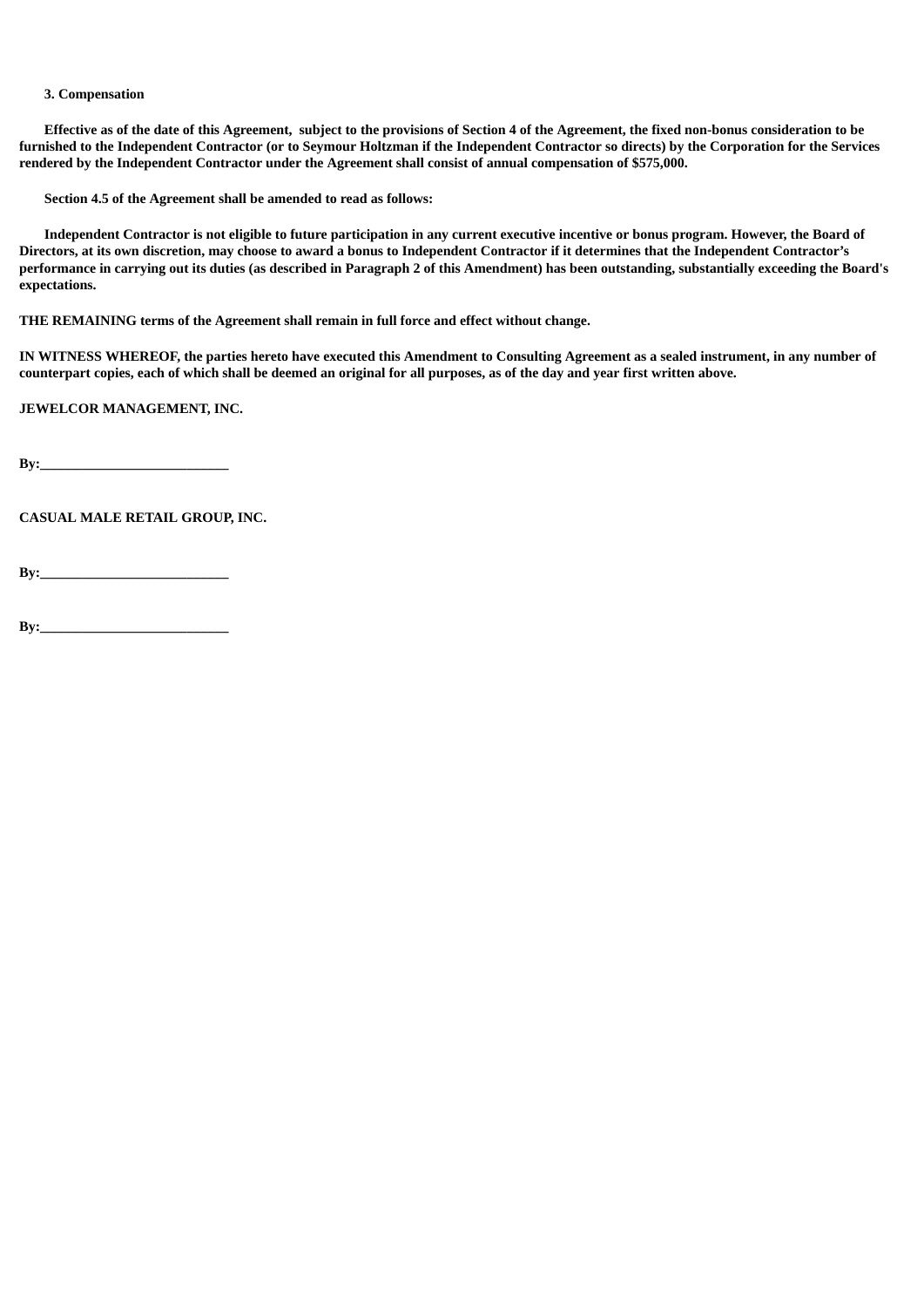**3. Compensation**

**Effective as of the date of this Agreement, subject to the provisions of Section 4 of the Agreement, the fixed non-bonus consideration to be furnished to the Independent Contractor (or to Seymour Holtzman if the Independent Contractor so directs) by the Corporation for the Services rendered by the Independent Contractor under the Agreement shall consist of annual compensation of $575,000.**

**Section 4.5 of the Agreement shall be amended to read as follows:**

**Independent Contractor is not eligible to future participation in any current executive incentive or bonus program. However, the Board of Directors, at its own discretion, may choose to award a bonus to Independent Contractor if it determines that the Independent Contractor's performance in carrying out its duties (as described in Paragraph 2 of this Amendment) has been outstanding, substantially exceeding the Board's expectations.**

**THE REMAINING terms of the Agreement shall remain in full force and effect without change.**

**IN WITNESS WHEREOF, the parties hereto have executed this Amendment to Consulting Agreement as a sealed instrument, in any number of counterpart copies, each of which shall be deemed an original for all purposes, as of the day and year first written above.**

**JEWELCOR MANAGEMENT, INC.**

**By:____________________________**

**CASUAL MALE RETAIL GROUP, INC.**

**By:____________________________**

**By:____________________________**